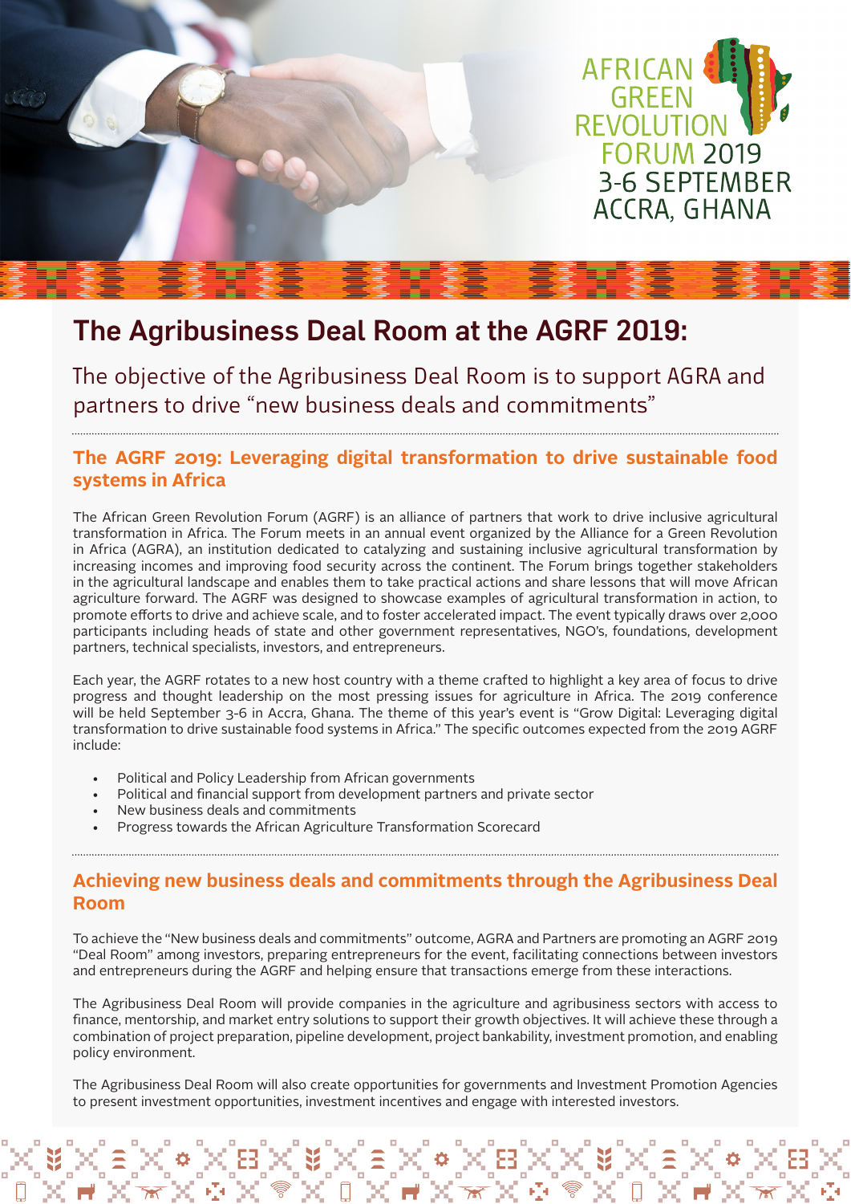AFRICAN GREEN REVOLUTION FORUM 2019
3-6 SEPTEMBER
ACCRA, GHANA

# The Agribusiness Deal Room at the AGRF 2019:

The objective of the Agribusiness Deal Room is to support AGRA and partners to drive "new business deals and commitments"

## The AGRF 2019: Leveraging digital transformation to drive sustainable food systems in Africa

The African Green Revolution Forum (AGRF) is an alliance of partners that work to drive inclusive agricultural transformation in Africa. The Forum meets in an annual event organized by the Alliance for a Green Revolution in Africa (AGRA), an institution dedicated to catalyzing and sustaining inclusive agricultural transformation by increasing incomes and improving food security across the continent. The Forum brings together stakeholders in the agricultural landscape and enables them to take practical actions and share lessons that will move African agriculture forward. The AGRF was designed to showcase examples of agricultural transformation in action, to promote efforts to drive and achieve scale, and to foster accelerated impact. The event typically draws over 2,000 participants including heads of state and other government representatives, NGO's, foundations, development partners, technical specialists, investors, and entrepreneurs.

Each year, the AGRF rotates to a new host country with a theme crafted to highlight a key area of focus to drive progress and thought leadership on the most pressing issues for agriculture in Africa. The 2019 conference will be held September 3-6 in Accra, Ghana. The theme of this year's event is "Grow Digital: Leveraging digital transformation to drive sustainable food systems in Africa." The specific outcomes expected from the 2019 AGRF include:

- Political and Policy Leadership from African governments
- Political and financial support from development partners and private sector
- New business deals and commitments
- Progress towards the African Agriculture Transformation Scorecard

## Achieving new business deals and commitments through the Agribusiness Deal Room

To achieve the "New business deals and commitments" outcome, AGRA and Partners are promoting an AGRF 2019 "Deal Room" among investors, preparing entrepreneurs for the event, facilitating connections between investors and entrepreneurs during the AGRF and helping ensure that transactions emerge from these interactions.

The Agribusiness Deal Room will provide companies in the agriculture and agribusiness sectors with access to finance, mentorship, and market entry solutions to support their growth objectives. It will achieve these through a combination of project preparation, pipeline development, project bankability, investment promotion, and enabling policy environment.

The Agribusiness Deal Room will also create opportunities for governments and Investment Promotion Agencies to present investment opportunities, investment incentives and engage with interested investors.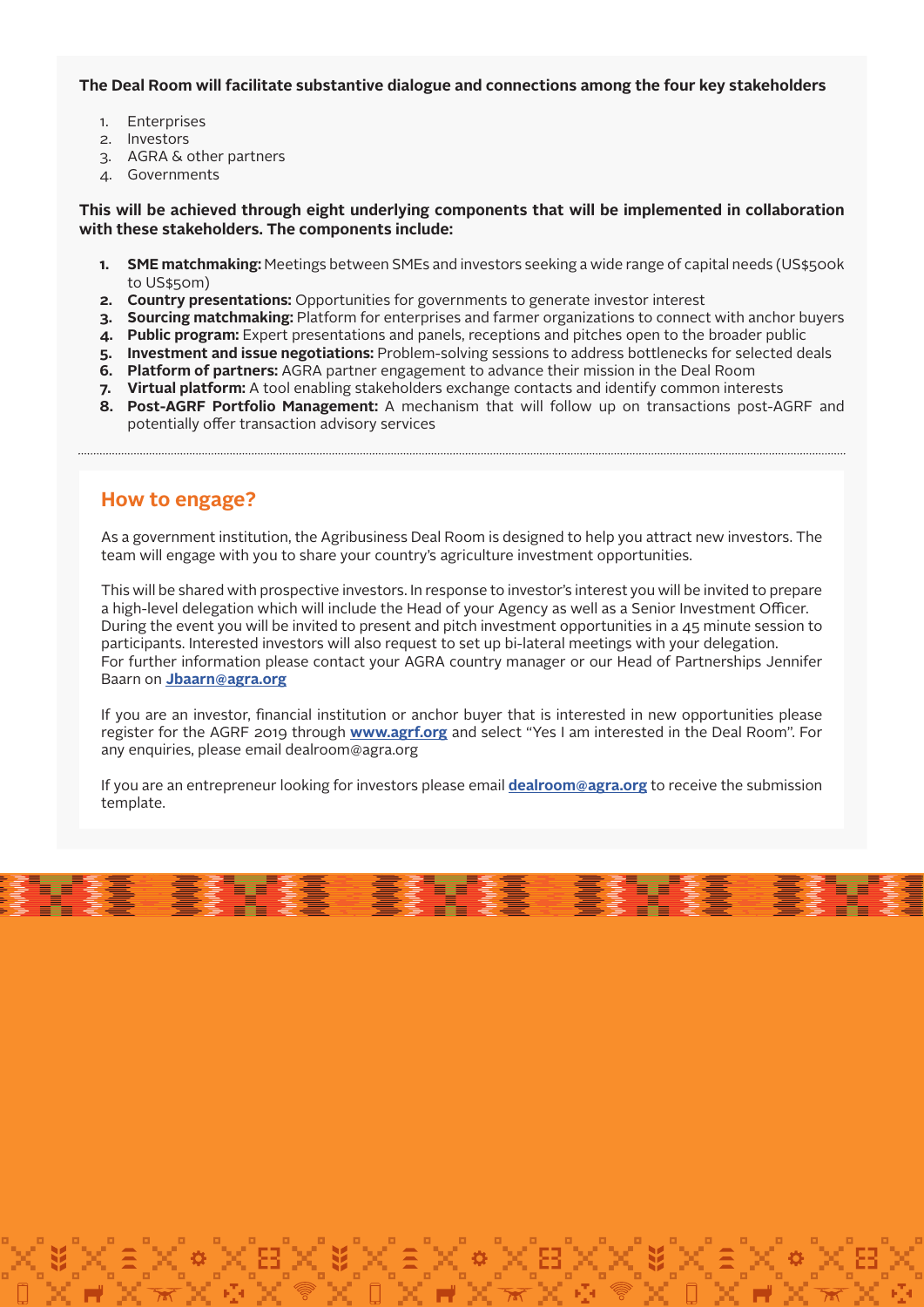**The Deal Room will facilitate substantive dialogue and connections among the four key stakeholders**

1. Enterprises
2. Investors
3. AGRA & other partners
4. Governments

**This will be achieved through eight underlying components that will be implemented in collaboration with these stakeholders. The components include:**

1. **SME matchmaking:** Meetings between SMEs and investors seeking a wide range of capital needs (US$500k to US$50m)
2. **Country presentations:** Opportunities for governments to generate investor interest
3. **Sourcing matchmaking:** Platform for enterprises and farmer organizations to connect with anchor buyers
4. **Public program:** Expert presentations and panels, receptions and pitches open to the broader public
5. **Investment and issue negotiations:** Problem-solving sessions to address bottlenecks for selected deals
6. **Platform of partners:** AGRA partner engagement to advance their mission in the Deal Room
7. **Virtual platform:** A tool enabling stakeholders exchange contacts and identify common interests
8. **Post-AGRF Portfolio Management:** A mechanism that will follow up on transactions post-AGRF and potentially offer transaction advisory services

## How to engage?

As a government institution, the Agribusiness Deal Room is designed to help you attract new investors. The team will engage with you to share your country's agriculture investment opportunities.

This will be shared with prospective investors. In response to investor's interest you will be invited to prepare a high-level delegation which will include the Head of your Agency as well as a Senior Investment Officer. During the event you will be invited to present and pitch investment opportunities in a 45 minute session to participants. Interested investors will also request to set up bi-lateral meetings with your delegation. For further information please contact your AGRA country manager or our Head of Partnerships Jennifer Baarn on **Jbaarn@agra.org**

If you are an investor, financial institution or anchor buyer that is interested in new opportunities please register for the AGRF 2019 through **www.agrf.org** and select "Yes I am interested in the Deal Room". For any enquiries, please email dealroom@agra.org

If you are an entrepreneur looking for investors please email **dealroom@agra.org** to receive the submission template.